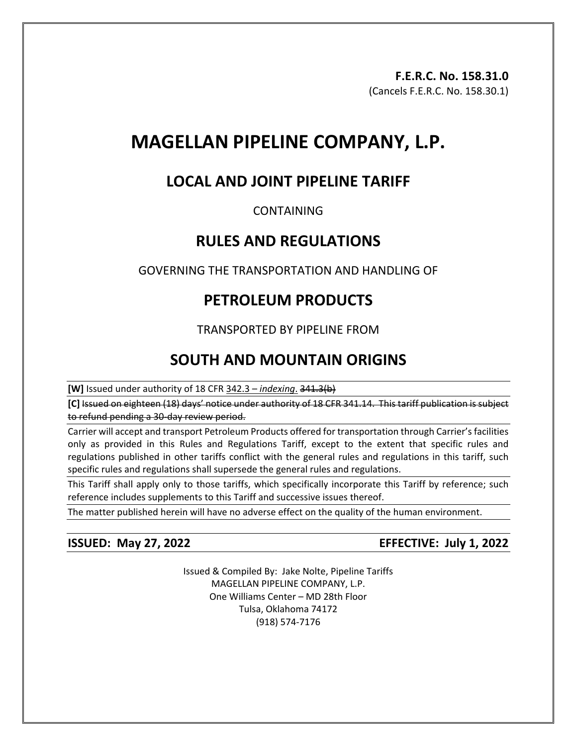**F.E.R.C. No. 158.31.0**
(Cancels F.E.R.C. No. 158.30.1)

# MAGELLAN PIPELINE COMPANY, L.P.

## LOCAL AND JOINT PIPELINE TARIFF

CONTAINING

## RULES AND REGULATIONS

GOVERNING THE TRANSPORTATION AND HANDLING OF

## PETROLEUM PRODUCTS

TRANSPORTED BY PIPELINE FROM

## SOUTH AND MOUNTAIN ORIGINS

**[W]** Issued under authority of 18 CFR 342.3 – *indexing*. ~~341.3(b)~~

**[C]** ~~Issued on eighteen (18) days' notice under authority of 18 CFR 341.14. This tariff publication is subject to refund pending a 30-day review period.~~

Carrier will accept and transport Petroleum Products offered for transportation through Carrier's facilities only as provided in this Rules and Regulations Tariff, except to the extent that specific rules and regulations published in other tariffs conflict with the general rules and regulations in this tariff, such specific rules and regulations shall supersede the general rules and regulations.

This Tariff shall apply only to those tariffs, which specifically incorporate this Tariff by reference; such reference includes supplements to this Tariff and successive issues thereof.

The matter published herein will have no adverse effect on the quality of the human environment.

**ISSUED: May 27, 2022** **EFFECTIVE: July 1, 2022**

Issued & Compiled By: Jake Nolte, Pipeline Tariffs
MAGELLAN PIPELINE COMPANY, L.P.
One Williams Center – MD 28th Floor
Tulsa, Oklahoma 74172
(918) 574-7176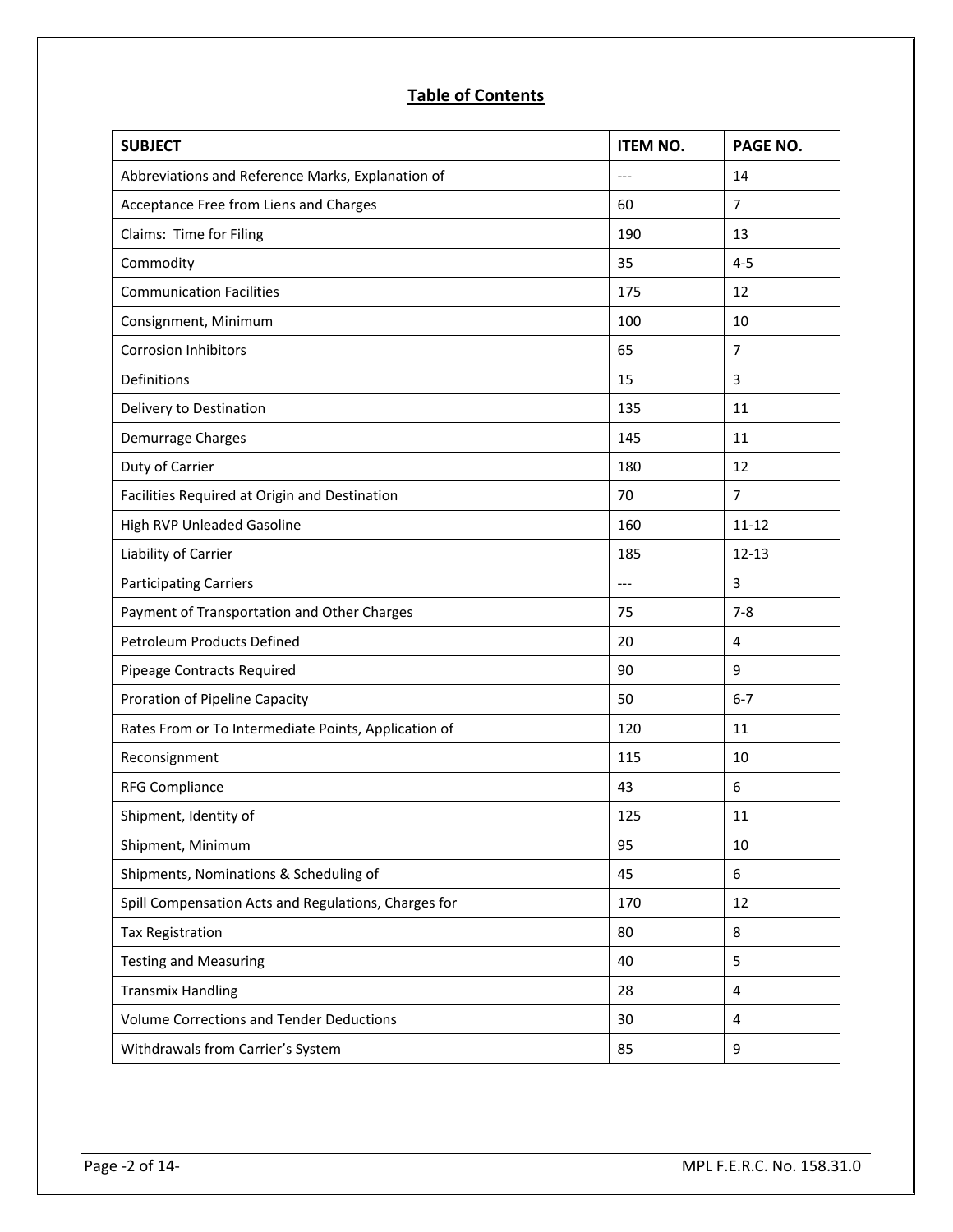## Table of Contents

| SUBJECT | ITEM NO. | PAGE NO. |
|---|---|---|
| Abbreviations and Reference Marks, Explanation of | --- | 14 |
| Acceptance Free from Liens and Charges | 60 | 7 |
| Claims: Time for Filing | 190 | 13 |
| Commodity | 35 | 4-5 |
| Communication Facilities | 175 | 12 |
| Consignment, Minimum | 100 | 10 |
| Corrosion Inhibitors | 65 | 7 |
| Definitions | 15 | 3 |
| Delivery to Destination | 135 | 11 |
| Demurrage Charges | 145 | 11 |
| Duty of Carrier | 180 | 12 |
| Facilities Required at Origin and Destination | 70 | 7 |
| High RVP Unleaded Gasoline | 160 | 11-12 |
| Liability of Carrier | 185 | 12-13 |
| Participating Carriers | --- | 3 |
| Payment of Transportation and Other Charges | 75 | 7-8 |
| Petroleum Products Defined | 20 | 4 |
| Pipeage Contracts Required | 90 | 9 |
| Proration of Pipeline Capacity | 50 | 6-7 |
| Rates From or To Intermediate Points, Application of | 120 | 11 |
| Reconsignment | 115 | 10 |
| RFG Compliance | 43 | 6 |
| Shipment, Identity of | 125 | 11 |
| Shipment, Minimum | 95 | 10 |
| Shipments, Nominations & Scheduling of | 45 | 6 |
| Spill Compensation Acts and Regulations, Charges for | 170 | 12 |
| Tax Registration | 80 | 8 |
| Testing and Measuring | 40 | 5 |
| Transmix Handling | 28 | 4 |
| Volume Corrections and Tender Deductions | 30 | 4 |
| Withdrawals from Carrier's System | 85 | 9 |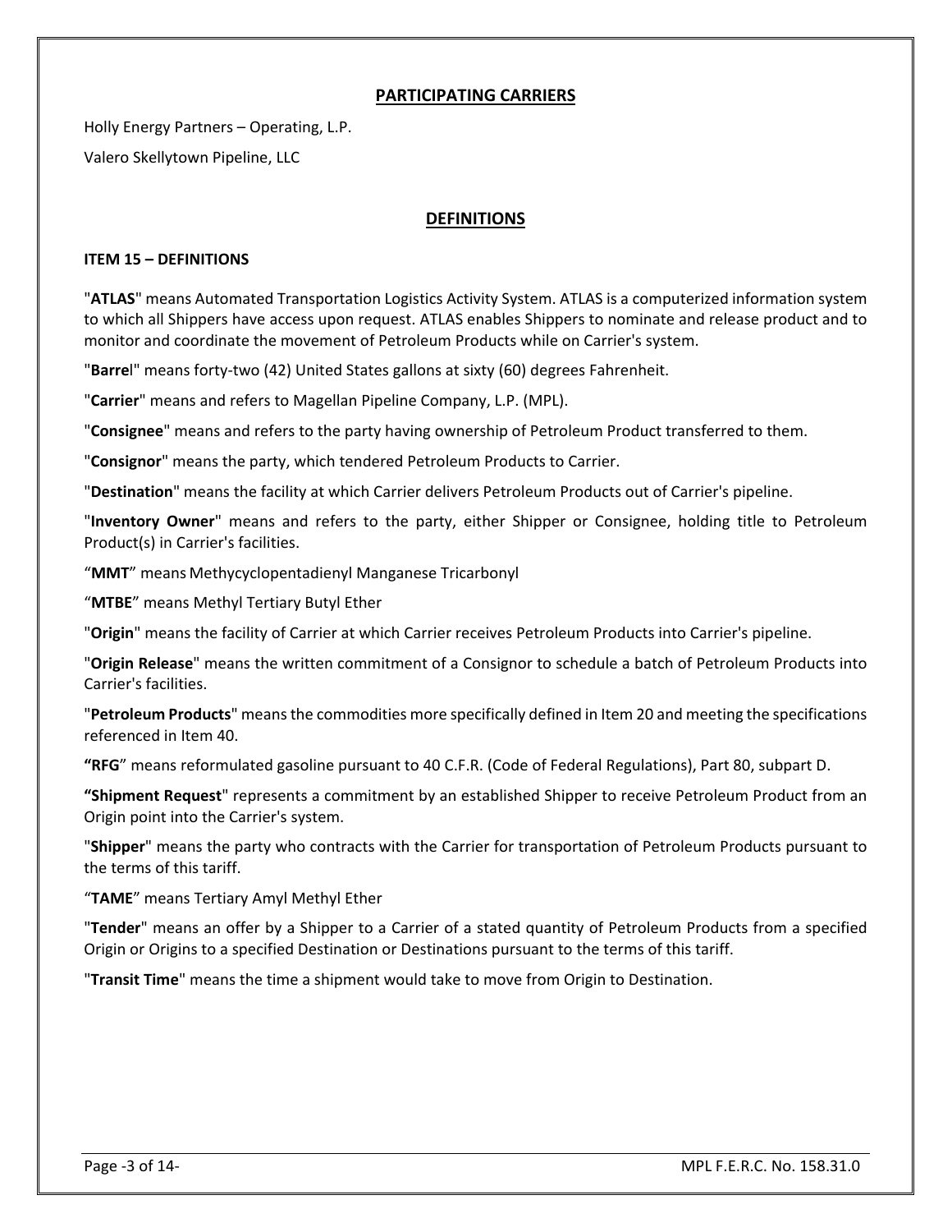## PARTICIPATING CARRIERS

Holly Energy Partners – Operating, L.P.

Valero Skellytown Pipeline, LLC

## DEFINITIONS

### ITEM 15 – DEFINITIONS

"**ATLAS**" means Automated Transportation Logistics Activity System. ATLAS is a computerized information system to which all Shippers have access upon request. ATLAS enables Shippers to nominate and release product and to monitor and coordinate the movement of Petroleum Products while on Carrier's system.

"**Barrel**" means forty-two (42) United States gallons at sixty (60) degrees Fahrenheit.

"**Carrier**" means and refers to Magellan Pipeline Company, L.P. (MPL).

"**Consignee**" means and refers to the party having ownership of Petroleum Product transferred to them.

"**Consignor**" means the party, which tendered Petroleum Products to Carrier.

"**Destination**" means the facility at which Carrier delivers Petroleum Products out of Carrier's pipeline.

"**Inventory Owner**" means and refers to the party, either Shipper or Consignee, holding title to Petroleum Product(s) in Carrier's facilities.

"**MMT**" means Methycyclopentadienyl Manganese Tricarbonyl

"**MTBE**" means Methyl Tertiary Butyl Ether

"**Origin**" means the facility of Carrier at which Carrier receives Petroleum Products into Carrier's pipeline.

"**Origin Release**" means the written commitment of a Consignor to schedule a batch of Petroleum Products into Carrier's facilities.

"**Petroleum Products**" means the commodities more specifically defined in Item 20 and meeting the specifications referenced in Item 40.

**"RFG**" means reformulated gasoline pursuant to 40 C.F.R. (Code of Federal Regulations), Part 80, subpart D.

**"Shipment Request**" represents a commitment by an established Shipper to receive Petroleum Product from an Origin point into the Carrier's system.

"**Shipper**" means the party who contracts with the Carrier for transportation of Petroleum Products pursuant to the terms of this tariff.

"**TAME**" means Tertiary Amyl Methyl Ether

"**Tender**" means an offer by a Shipper to a Carrier of a stated quantity of Petroleum Products from a specified Origin or Origins to a specified Destination or Destinations pursuant to the terms of this tariff.

"**Transit Time**" means the time a shipment would take to move from Origin to Destination.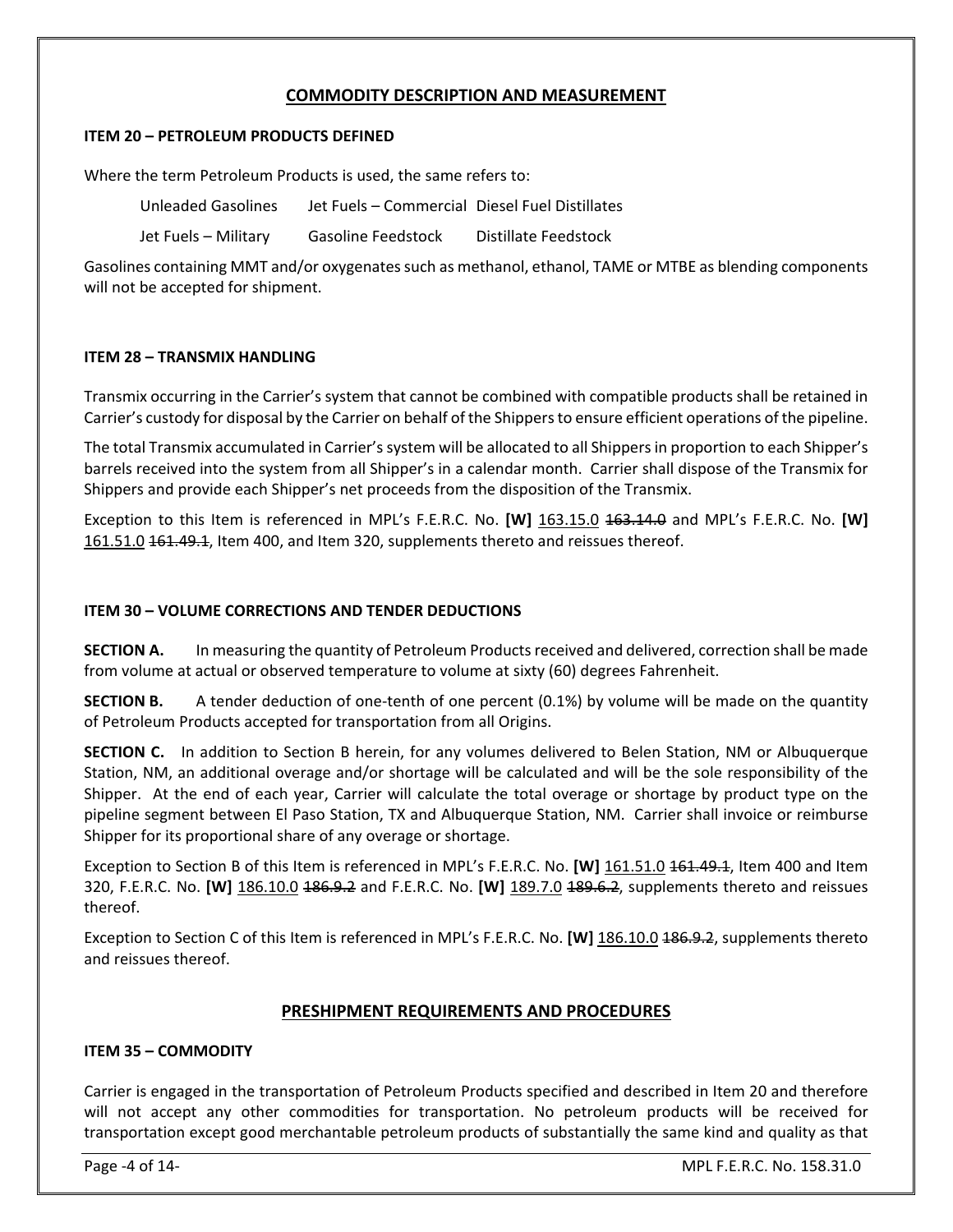## COMMODITY DESCRIPTION AND MEASUREMENT

### ITEM 20 – PETROLEUM PRODUCTS DEFINED

Where the term Petroleum Products is used, the same refers to:

| | | |
|---|---|---|
| Unleaded Gasolines | Jet Fuels – Commercial | Diesel Fuel Distillates |
| Jet Fuels – Military | Gasoline Feedstock | Distillate Feedstock |

Gasolines containing MMT and/or oxygenates such as methanol, ethanol, TAME or MTBE as blending components will not be accepted for shipment.

### ITEM 28 – TRANSMIX HANDLING

Transmix occurring in the Carrier's system that cannot be combined with compatible products shall be retained in Carrier's custody for disposal by the Carrier on behalf of the Shippers to ensure efficient operations of the pipeline.

The total Transmix accumulated in Carrier's system will be allocated to all Shippers in proportion to each Shipper's barrels received into the system from all Shipper's in a calendar month. Carrier shall dispose of the Transmix for Shippers and provide each Shipper's net proceeds from the disposition of the Transmix.

Exception to this Item is referenced in MPL's F.E.R.C. No. **[W]** 163.15.0 ~~163.14.0~~ and MPL's F.E.R.C. No. **[W]** 161.51.0 ~~161.49.1~~, Item 400, and Item 320, supplements thereto and reissues thereof.

### ITEM 30 – VOLUME CORRECTIONS AND TENDER DEDUCTIONS

**SECTION A.** In measuring the quantity of Petroleum Products received and delivered, correction shall be made from volume at actual or observed temperature to volume at sixty (60) degrees Fahrenheit.

**SECTION B.** A tender deduction of one-tenth of one percent (0.1%) by volume will be made on the quantity of Petroleum Products accepted for transportation from all Origins.

**SECTION C.** In addition to Section B herein, for any volumes delivered to Belen Station, NM or Albuquerque Station, NM, an additional overage and/or shortage will be calculated and will be the sole responsibility of the Shipper. At the end of each year, Carrier will calculate the total overage or shortage by product type on the pipeline segment between El Paso Station, TX and Albuquerque Station, NM. Carrier shall invoice or reimburse Shipper for its proportional share of any overage or shortage.

Exception to Section B of this Item is referenced in MPL's F.E.R.C. No. **[W]** 161.51.0 ~~161.49.1~~, Item 400 and Item 320, F.E.R.C. No. **[W]** 186.10.0 ~~186.9.2~~ and F.E.R.C. No. **[W]** 189.7.0 ~~189.6.2~~, supplements thereto and reissues thereof.

Exception to Section C of this Item is referenced in MPL's F.E.R.C. No. **[W]** 186.10.0 ~~186.9.2~~, supplements thereto and reissues thereof.

## PRESHIPMENT REQUIREMENTS AND PROCEDURES

### ITEM 35 – COMMODITY

Carrier is engaged in the transportation of Petroleum Products specified and described in Item 20 and therefore will not accept any other commodities for transportation. No petroleum products will be received for transportation except good merchantable petroleum products of substantially the same kind and quality as that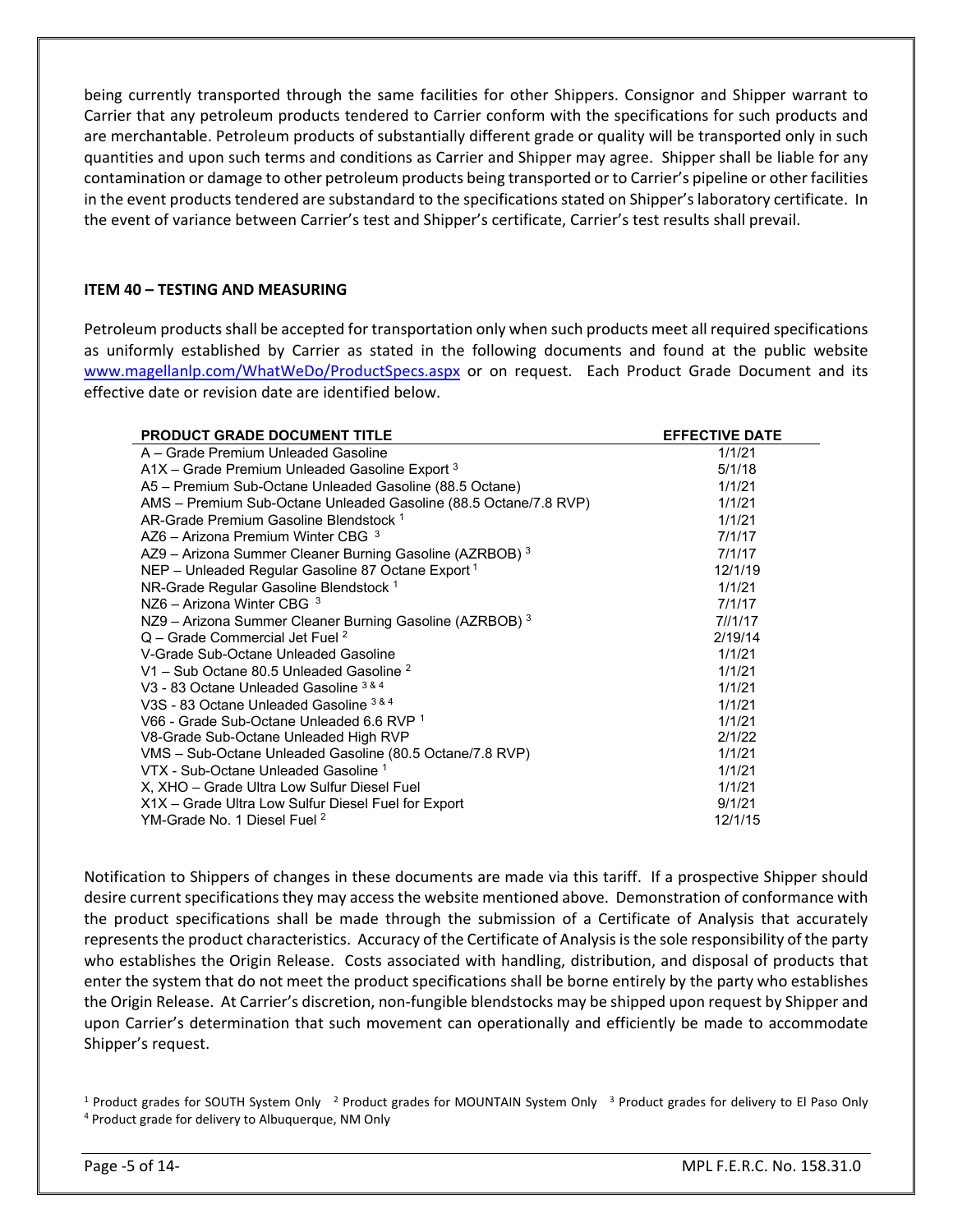being currently transported through the same facilities for other Shippers. Consignor and Shipper warrant to Carrier that any petroleum products tendered to Carrier conform with the specifications for such products and are merchantable. Petroleum products of substantially different grade or quality will be transported only in such quantities and upon such terms and conditions as Carrier and Shipper may agree. Shipper shall be liable for any contamination or damage to other petroleum products being transported or to Carrier's pipeline or other facilities in the event products tendered are substandard to the specifications stated on Shipper's laboratory certificate. In the event of variance between Carrier's test and Shipper's certificate, Carrier's test results shall prevail.

**ITEM 40 – TESTING AND MEASURING**

Petroleum products shall be accepted for transportation only when such products meet all required specifications as uniformly established by Carrier as stated in the following documents and found at the public website www.magellanlp.com/WhatWeDo/ProductSpecs.aspx or on request. Each Product Grade Document and its effective date or revision date are identified below.

| PRODUCT GRADE DOCUMENT TITLE | EFFECTIVE DATE |
|---|---|
| A – Grade Premium Unleaded Gasoline | 1/1/21 |
| A1X – Grade Premium Unleaded Gasoline Export [3] | 5/1/18 |
| A5 – Premium Sub-Octane Unleaded Gasoline (88.5 Octane) | 1/1/21 |
| AMS – Premium Sub-Octane Unleaded Gasoline (88.5 Octane/7.8 RVP) | 1/1/21 |
| AR-Grade Premium Gasoline Blendstock [1] | 1/1/21 |
| AZ6 – Arizona Premium Winter CBG [3] | 7/1/17 |
| AZ9 – Arizona Summer Cleaner Burning Gasoline (AZRBOB) [3] | 7/1/17 |
| NEP – Unleaded Regular Gasoline 87 Octane Export [1] | 12/1/19 |
| NR-Grade Regular Gasoline Blendstock [1] | 1/1/21 |
| NZ6 – Arizona Winter CBG [3] | 7/1/17 |
| NZ9 – Arizona Summer Cleaner Burning Gasoline (AZRBOB) [3] | 7//1/17 |
| Q – Grade Commercial Jet Fuel [2] | 2/19/14 |
| V-Grade Sub-Octane Unleaded Gasoline | 1/1/21 |
| V1 – Sub Octane 80.5 Unleaded Gasoline [2] | 1/1/21 |
| V3 - 83 Octane Unleaded Gasoline [3 & 4] | 1/1/21 |
| V3S - 83 Octane Unleaded Gasoline [3 & 4] | 1/1/21 |
| V66 - Grade Sub-Octane Unleaded 6.6 RVP [1] | 1/1/21 |
| V8-Grade Sub-Octane Unleaded High RVP | 2/1/22 |
| VMS – Sub-Octane Unleaded Gasoline (80.5 Octane/7.8 RVP) | 1/1/21 |
| VTX - Sub-Octane Unleaded Gasoline [1] | 1/1/21 |
| X, XHO – Grade Ultra Low Sulfur Diesel Fuel | 1/1/21 |
| X1X – Grade Ultra Low Sulfur Diesel Fuel for Export | 9/1/21 |
| YM-Grade No. 1 Diesel Fuel [2] | 12/1/15 |

Notification to Shippers of changes in these documents are made via this tariff. If a prospective Shipper should desire current specifications they may access the website mentioned above. Demonstration of conformance with the product specifications shall be made through the submission of a Certificate of Analysis that accurately represents the product characteristics. Accuracy of the Certificate of Analysis is the sole responsibility of the party who establishes the Origin Release. Costs associated with handling, distribution, and disposal of products that enter the system that do not meet the product specifications shall be borne entirely by the party who establishes the Origin Release. At Carrier's discretion, non-fungible blendstocks may be shipped upon request by Shipper and upon Carrier's determination that such movement can operationally and efficiently be made to accommodate Shipper's request.

[1] Product grades for SOUTH System Only [2] Product grades for MOUNTAIN System Only [3] Product grades for delivery to El Paso Only
[4] Product grade for delivery to Albuquerque, NM Only

MPL F.E.R.C. No. 158.31.0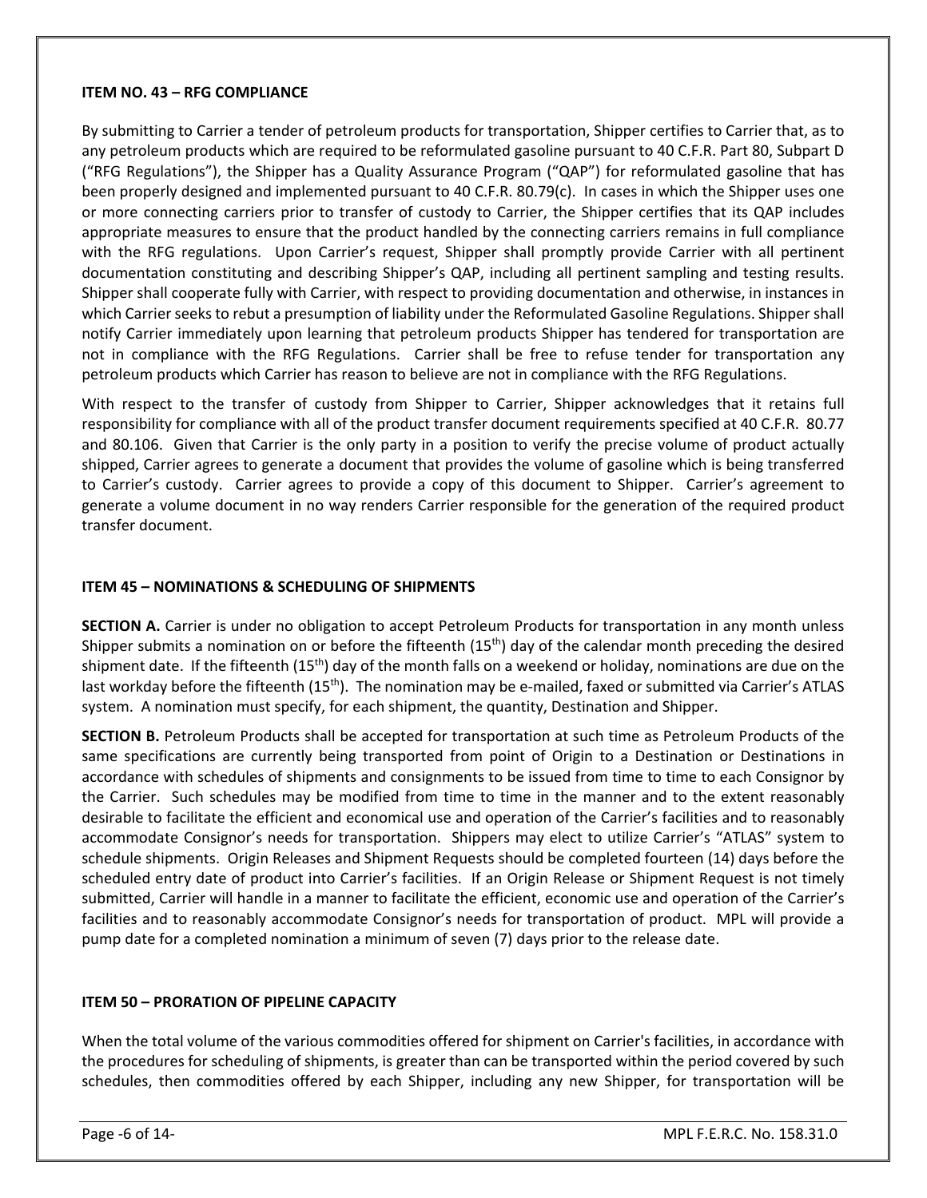**ITEM NO. 43 – RFG COMPLIANCE**

By submitting to Carrier a tender of petroleum products for transportation, Shipper certifies to Carrier that, as to any petroleum products which are required to be reformulated gasoline pursuant to 40 C.F.R. Part 80, Subpart D ("RFG Regulations"), the Shipper has a Quality Assurance Program ("QAP") for reformulated gasoline that has been properly designed and implemented pursuant to 40 C.F.R. 80.79(c). In cases in which the Shipper uses one or more connecting carriers prior to transfer of custody to Carrier, the Shipper certifies that its QAP includes appropriate measures to ensure that the product handled by the connecting carriers remains in full compliance with the RFG regulations. Upon Carrier's request, Shipper shall promptly provide Carrier with all pertinent documentation constituting and describing Shipper's QAP, including all pertinent sampling and testing results. Shipper shall cooperate fully with Carrier, with respect to providing documentation and otherwise, in instances in which Carrier seeks to rebut a presumption of liability under the Reformulated Gasoline Regulations. Shipper shall notify Carrier immediately upon learning that petroleum products Shipper has tendered for transportation are not in compliance with the RFG Regulations. Carrier shall be free to refuse tender for transportation any petroleum products which Carrier has reason to believe are not in compliance with the RFG Regulations.

With respect to the transfer of custody from Shipper to Carrier, Shipper acknowledges that it retains full responsibility for compliance with all of the product transfer document requirements specified at 40 C.F.R. 80.77 and 80.106. Given that Carrier is the only party in a position to verify the precise volume of product actually shipped, Carrier agrees to generate a document that provides the volume of gasoline which is being transferred to Carrier's custody. Carrier agrees to provide a copy of this document to Shipper. Carrier's agreement to generate a volume document in no way renders Carrier responsible for the generation of the required product transfer document.

**ITEM 45 – NOMINATIONS & SCHEDULING OF SHIPMENTS**

**SECTION A.** Carrier is under no obligation to accept Petroleum Products for transportation in any month unless Shipper submits a nomination on or before the fifteenth (15th) day of the calendar month preceding the desired shipment date. If the fifteenth (15th) day of the month falls on a weekend or holiday, nominations are due on the last workday before the fifteenth (15th). The nomination may be e-mailed, faxed or submitted via Carrier's ATLAS system. A nomination must specify, for each shipment, the quantity, Destination and Shipper.

**SECTION B.** Petroleum Products shall be accepted for transportation at such time as Petroleum Products of the same specifications are currently being transported from point of Origin to a Destination or Destinations in accordance with schedules of shipments and consignments to be issued from time to time to each Consignor by the Carrier. Such schedules may be modified from time to time in the manner and to the extent reasonably desirable to facilitate the efficient and economical use and operation of the Carrier's facilities and to reasonably accommodate Consignor's needs for transportation. Shippers may elect to utilize Carrier's "ATLAS" system to schedule shipments. Origin Releases and Shipment Requests should be completed fourteen (14) days before the scheduled entry date of product into Carrier's facilities. If an Origin Release or Shipment Request is not timely submitted, Carrier will handle in a manner to facilitate the efficient, economic use and operation of the Carrier's facilities and to reasonably accommodate Consignor's needs for transportation of product. MPL will provide a pump date for a completed nomination a minimum of seven (7) days prior to the release date.

**ITEM 50 – PRORATION OF PIPELINE CAPACITY**

When the total volume of the various commodities offered for shipment on Carrier's facilities, in accordance with the procedures for scheduling of shipments, is greater than can be transported within the period covered by such schedules, then commodities offered by each Shipper, including any new Shipper, for transportation will be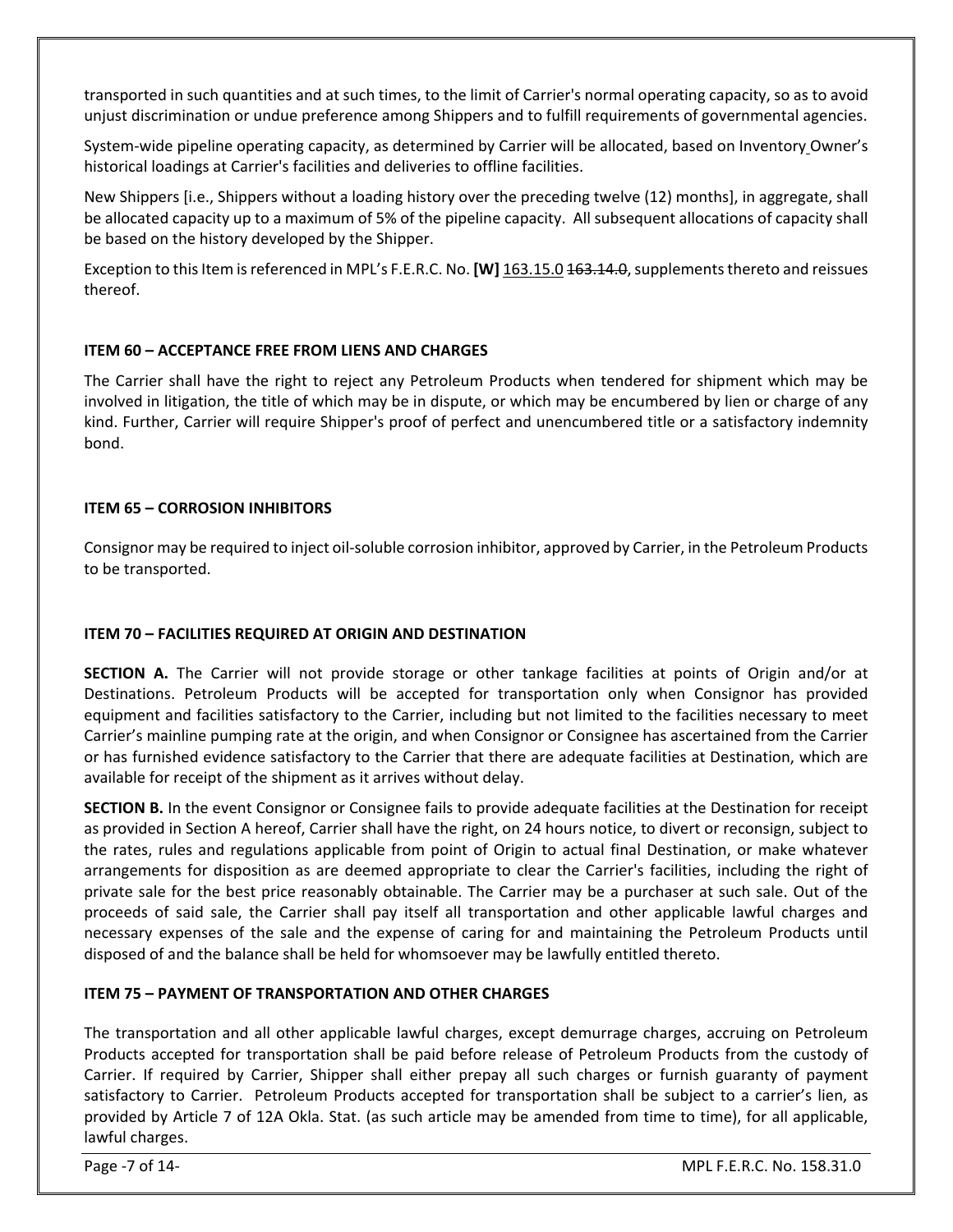transported in such quantities and at such times, to the limit of Carrier's normal operating capacity, so as to avoid unjust discrimination or undue preference among Shippers and to fulfill requirements of governmental agencies.

System-wide pipeline operating capacity, as determined by Carrier will be allocated, based on Inventory Owner's historical loadings at Carrier's facilities and deliveries to offline facilities.

New Shippers [i.e., Shippers without a loading history over the preceding twelve (12) months], in aggregate, shall be allocated capacity up to a maximum of 5% of the pipeline capacity. All subsequent allocations of capacity shall be based on the history developed by the Shipper.

Exception to this Item is referenced in MPL's F.E.R.C. No. **[W]** 163.15.0 ~~163.14.0~~, supplements thereto and reissues thereof.

**ITEM 60 – ACCEPTANCE FREE FROM LIENS AND CHARGES**

The Carrier shall have the right to reject any Petroleum Products when tendered for shipment which may be involved in litigation, the title of which may be in dispute, or which may be encumbered by lien or charge of any kind. Further, Carrier will require Shipper's proof of perfect and unencumbered title or a satisfactory indemnity bond.

**ITEM 65 – CORROSION INHIBITORS**

Consignor may be required to inject oil-soluble corrosion inhibitor, approved by Carrier, in the Petroleum Products to be transported.

**ITEM 70 – FACILITIES REQUIRED AT ORIGIN AND DESTINATION**

**SECTION A.** The Carrier will not provide storage or other tankage facilities at points of Origin and/or at Destinations. Petroleum Products will be accepted for transportation only when Consignor has provided equipment and facilities satisfactory to the Carrier, including but not limited to the facilities necessary to meet Carrier's mainline pumping rate at the origin, and when Consignor or Consignee has ascertained from the Carrier or has furnished evidence satisfactory to the Carrier that there are adequate facilities at Destination, which are available for receipt of the shipment as it arrives without delay.

**SECTION B.** In the event Consignor or Consignee fails to provide adequate facilities at the Destination for receipt as provided in Section A hereof, Carrier shall have the right, on 24 hours notice, to divert or reconsign, subject to the rates, rules and regulations applicable from point of Origin to actual final Destination, or make whatever arrangements for disposition as are deemed appropriate to clear the Carrier's facilities, including the right of private sale for the best price reasonably obtainable. The Carrier may be a purchaser at such sale. Out of the proceeds of said sale, the Carrier shall pay itself all transportation and other applicable lawful charges and necessary expenses of the sale and the expense of caring for and maintaining the Petroleum Products until disposed of and the balance shall be held for whomsoever may be lawfully entitled thereto.

**ITEM 75 – PAYMENT OF TRANSPORTATION AND OTHER CHARGES**

The transportation and all other applicable lawful charges, except demurrage charges, accruing on Petroleum Products accepted for transportation shall be paid before release of Petroleum Products from the custody of Carrier. If required by Carrier, Shipper shall either prepay all such charges or furnish guaranty of payment satisfactory to Carrier. Petroleum Products accepted for transportation shall be subject to a carrier's lien, as provided by Article 7 of 12A Okla. Stat. (as such article may be amended from time to time), for all applicable, lawful charges.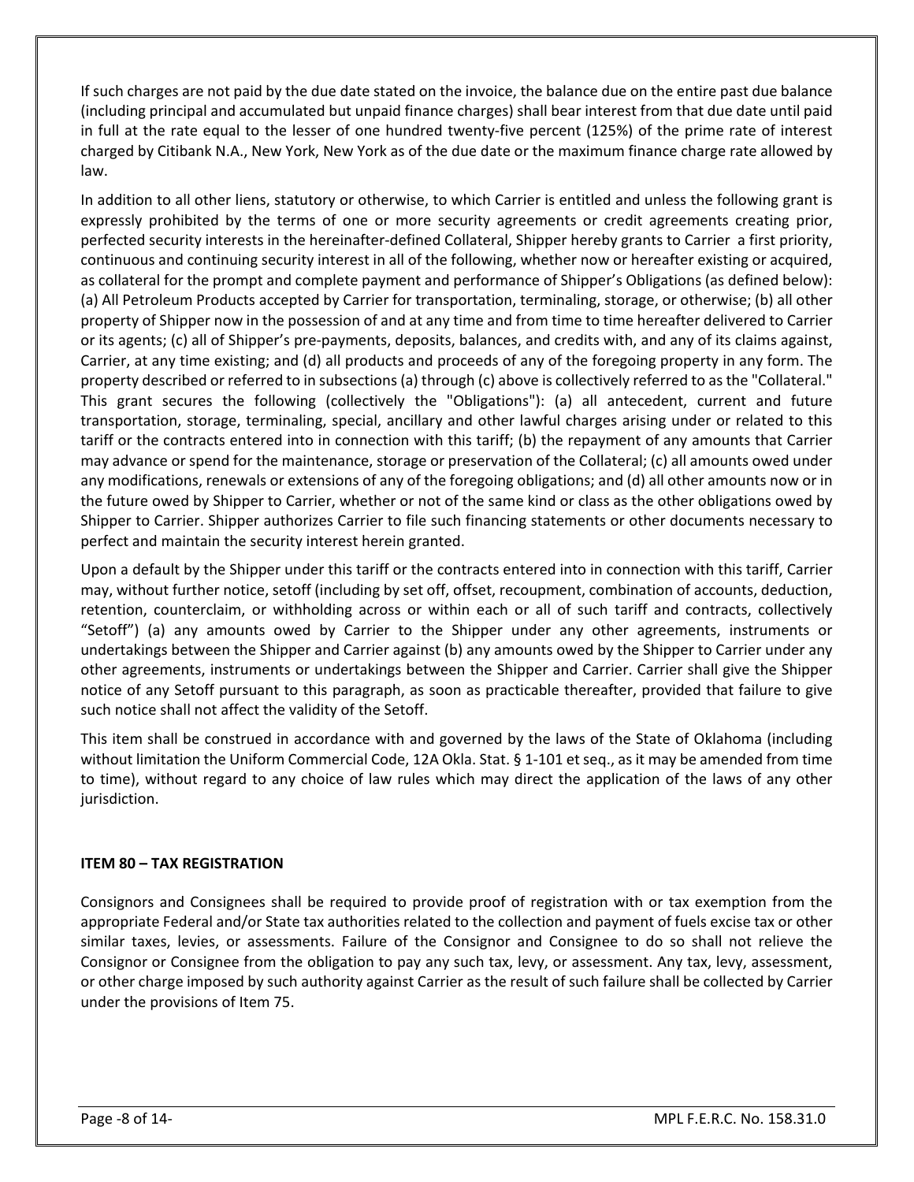If such charges are not paid by the due date stated on the invoice, the balance due on the entire past due balance (including principal and accumulated but unpaid finance charges) shall bear interest from that due date until paid in full at the rate equal to the lesser of one hundred twenty-five percent (125%) of the prime rate of interest charged by Citibank N.A., New York, New York as of the due date or the maximum finance charge rate allowed by law.

In addition to all other liens, statutory or otherwise, to which Carrier is entitled and unless the following grant is expressly prohibited by the terms of one or more security agreements or credit agreements creating prior, perfected security interests in the hereinafter-defined Collateral, Shipper hereby grants to Carrier a first priority, continuous and continuing security interest in all of the following, whether now or hereafter existing or acquired, as collateral for the prompt and complete payment and performance of Shipper's Obligations (as defined below): (a) All Petroleum Products accepted by Carrier for transportation, terminaling, storage, or otherwise; (b) all other property of Shipper now in the possession of and at any time and from time to time hereafter delivered to Carrier or its agents; (c) all of Shipper's pre-payments, deposits, balances, and credits with, and any of its claims against, Carrier, at any time existing; and (d) all products and proceeds of any of the foregoing property in any form. The property described or referred to in subsections (a) through (c) above is collectively referred to as the "Collateral." This grant secures the following (collectively the "Obligations"): (a) all antecedent, current and future transportation, storage, terminaling, special, ancillary and other lawful charges arising under or related to this tariff or the contracts entered into in connection with this tariff; (b) the repayment of any amounts that Carrier may advance or spend for the maintenance, storage or preservation of the Collateral; (c) all amounts owed under any modifications, renewals or extensions of any of the foregoing obligations; and (d) all other amounts now or in the future owed by Shipper to Carrier, whether or not of the same kind or class as the other obligations owed by Shipper to Carrier. Shipper authorizes Carrier to file such financing statements or other documents necessary to perfect and maintain the security interest herein granted.

Upon a default by the Shipper under this tariff or the contracts entered into in connection with this tariff, Carrier may, without further notice, setoff (including by set off, offset, recoupment, combination of accounts, deduction, retention, counterclaim, or withholding across or within each or all of such tariff and contracts, collectively "Setoff") (a) any amounts owed by Carrier to the Shipper under any other agreements, instruments or undertakings between the Shipper and Carrier against (b) any amounts owed by the Shipper to Carrier under any other agreements, instruments or undertakings between the Shipper and Carrier. Carrier shall give the Shipper notice of any Setoff pursuant to this paragraph, as soon as practicable thereafter, provided that failure to give such notice shall not affect the validity of the Setoff.

This item shall be construed in accordance with and governed by the laws of the State of Oklahoma (including without limitation the Uniform Commercial Code, 12A Okla. Stat. § 1-101 et seq., as it may be amended from time to time), without regard to any choice of law rules which may direct the application of the laws of any other jurisdiction.

**ITEM 80 – TAX REGISTRATION**

Consignors and Consignees shall be required to provide proof of registration with or tax exemption from the appropriate Federal and/or State tax authorities related to the collection and payment of fuels excise tax or other similar taxes, levies, or assessments. Failure of the Consignor and Consignee to do so shall not relieve the Consignor or Consignee from the obligation to pay any such tax, levy, or assessment. Any tax, levy, assessment, or other charge imposed by such authority against Carrier as the result of such failure shall be collected by Carrier under the provisions of Item 75.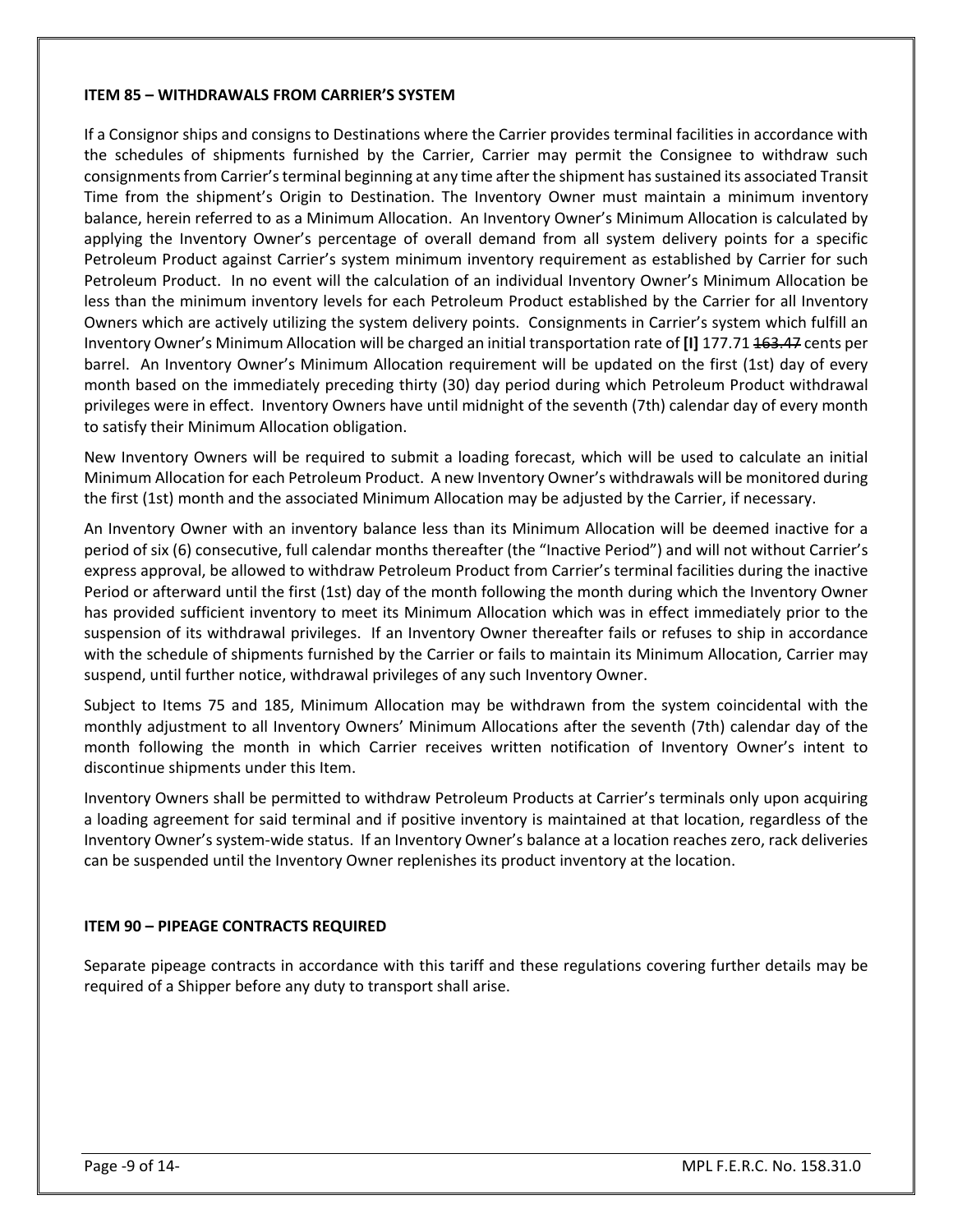### ITEM 85 – WITHDRAWALS FROM CARRIER'S SYSTEM

If a Consignor ships and consigns to Destinations where the Carrier provides terminal facilities in accordance with the schedules of shipments furnished by the Carrier, Carrier may permit the Consignee to withdraw such consignments from Carrier's terminal beginning at any time after the shipment has sustained its associated Transit Time from the shipment's Origin to Destination. The Inventory Owner must maintain a minimum inventory balance, herein referred to as a Minimum Allocation. An Inventory Owner's Minimum Allocation is calculated by applying the Inventory Owner's percentage of overall demand from all system delivery points for a specific Petroleum Product against Carrier's system minimum inventory requirement as established by Carrier for such Petroleum Product. In no event will the calculation of an individual Inventory Owner's Minimum Allocation be less than the minimum inventory levels for each Petroleum Product established by the Carrier for all Inventory Owners which are actively utilizing the system delivery points. Consignments in Carrier's system which fulfill an Inventory Owner's Minimum Allocation will be charged an initial transportation rate of **[I]** 177.71 ~~163.47~~ cents per barrel. An Inventory Owner's Minimum Allocation requirement will be updated on the first (1st) day of every month based on the immediately preceding thirty (30) day period during which Petroleum Product withdrawal privileges were in effect. Inventory Owners have until midnight of the seventh (7th) calendar day of every month to satisfy their Minimum Allocation obligation.

New Inventory Owners will be required to submit a loading forecast, which will be used to calculate an initial Minimum Allocation for each Petroleum Product. A new Inventory Owner's withdrawals will be monitored during the first (1st) month and the associated Minimum Allocation may be adjusted by the Carrier, if necessary.

An Inventory Owner with an inventory balance less than its Minimum Allocation will be deemed inactive for a period of six (6) consecutive, full calendar months thereafter (the "Inactive Period") and will not without Carrier's express approval, be allowed to withdraw Petroleum Product from Carrier's terminal facilities during the inactive Period or afterward until the first (1st) day of the month following the month during which the Inventory Owner has provided sufficient inventory to meet its Minimum Allocation which was in effect immediately prior to the suspension of its withdrawal privileges. If an Inventory Owner thereafter fails or refuses to ship in accordance with the schedule of shipments furnished by the Carrier or fails to maintain its Minimum Allocation, Carrier may suspend, until further notice, withdrawal privileges of any such Inventory Owner.

Subject to Items 75 and 185, Minimum Allocation may be withdrawn from the system coincidental with the monthly adjustment to all Inventory Owners' Minimum Allocations after the seventh (7th) calendar day of the month following the month in which Carrier receives written notification of Inventory Owner's intent to discontinue shipments under this Item.

Inventory Owners shall be permitted to withdraw Petroleum Products at Carrier's terminals only upon acquiring a loading agreement for said terminal and if positive inventory is maintained at that location, regardless of the Inventory Owner's system-wide status. If an Inventory Owner's balance at a location reaches zero, rack deliveries can be suspended until the Inventory Owner replenishes its product inventory at the location.

### ITEM 90 – PIPEAGE CONTRACTS REQUIRED

Separate pipeage contracts in accordance with this tariff and these regulations covering further details may be required of a Shipper before any duty to transport shall arise.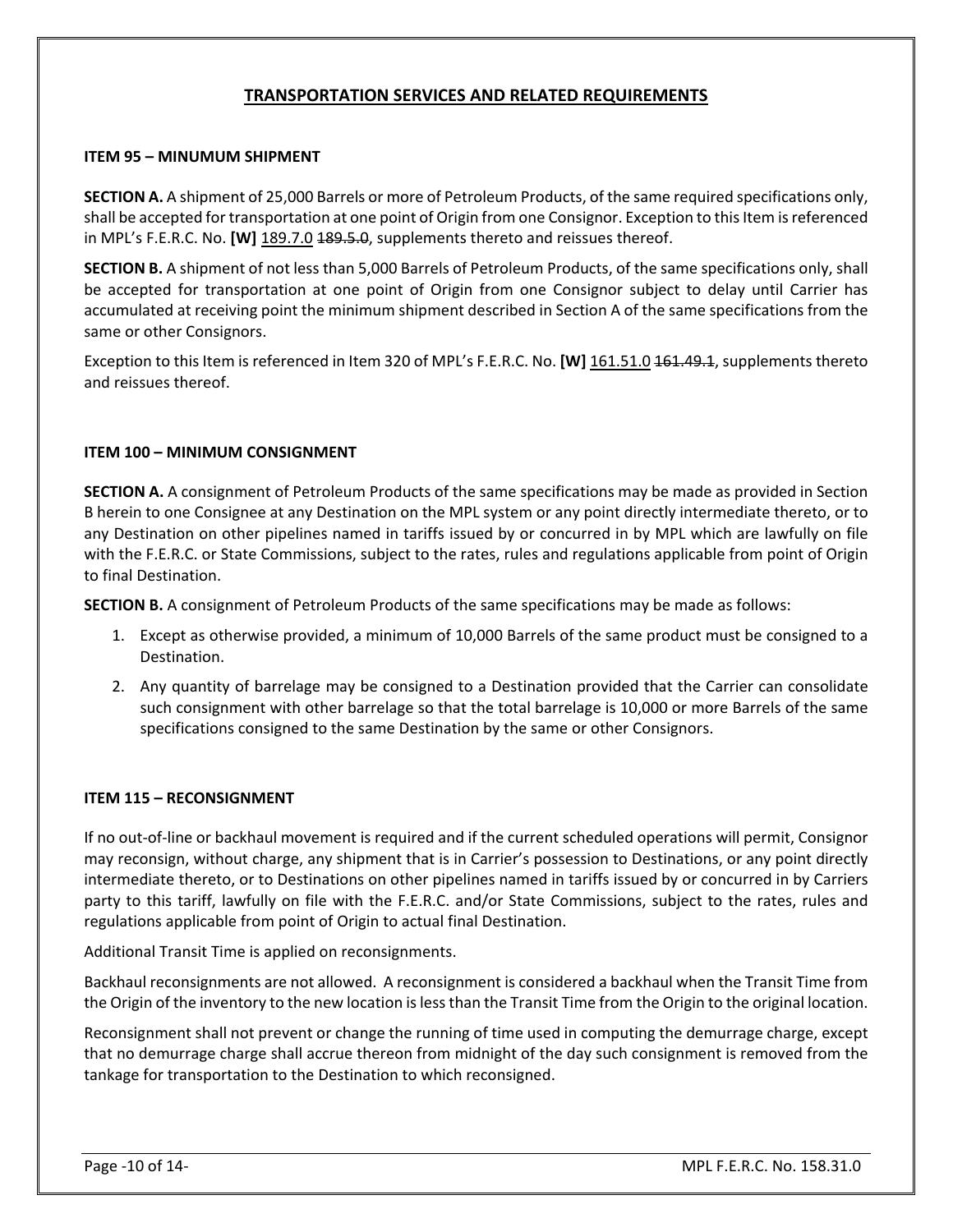## TRANSPORTATION SERVICES AND RELATED REQUIREMENTS

### ITEM 95 – MINUMUM SHIPMENT

**SECTION A.** A shipment of 25,000 Barrels or more of Petroleum Products, of the same required specifications only, shall be accepted for transportation at one point of Origin from one Consignor. Exception to this Item is referenced in MPL's F.E.R.C. No. **[W]** 189.7.0 ~~189.5.0~~, supplements thereto and reissues thereof.

**SECTION B.** A shipment of not less than 5,000 Barrels of Petroleum Products, of the same specifications only, shall be accepted for transportation at one point of Origin from one Consignor subject to delay until Carrier has accumulated at receiving point the minimum shipment described in Section A of the same specifications from the same or other Consignors.

Exception to this Item is referenced in Item 320 of MPL's F.E.R.C. No. **[W]** 161.51.0 ~~161.49.1~~, supplements thereto and reissues thereof.

### ITEM 100 – MINIMUM CONSIGNMENT

**SECTION A.** A consignment of Petroleum Products of the same specifications may be made as provided in Section B herein to one Consignee at any Destination on the MPL system or any point directly intermediate thereto, or to any Destination on other pipelines named in tariffs issued by or concurred in by MPL which are lawfully on file with the F.E.R.C. or State Commissions, subject to the rates, rules and regulations applicable from point of Origin to final Destination.

**SECTION B.** A consignment of Petroleum Products of the same specifications may be made as follows:

1. Except as otherwise provided, a minimum of 10,000 Barrels of the same product must be consigned to a Destination.
2. Any quantity of barrelage may be consigned to a Destination provided that the Carrier can consolidate such consignment with other barrelage so that the total barrelage is 10,000 or more Barrels of the same specifications consigned to the same Destination by the same or other Consignors.

### ITEM 115 – RECONSIGNMENT

If no out-of-line or backhaul movement is required and if the current scheduled operations will permit, Consignor may reconsign, without charge, any shipment that is in Carrier's possession to Destinations, or any point directly intermediate thereto, or to Destinations on other pipelines named in tariffs issued by or concurred in by Carriers party to this tariff, lawfully on file with the F.E.R.C. and/or State Commissions, subject to the rates, rules and regulations applicable from point of Origin to actual final Destination.

Additional Transit Time is applied on reconsignments.

Backhaul reconsignments are not allowed. A reconsignment is considered a backhaul when the Transit Time from the Origin of the inventory to the new location is less than the Transit Time from the Origin to the original location.

Reconsignment shall not prevent or change the running of time used in computing the demurrage charge, except that no demurrage charge shall accrue thereon from midnight of the day such consignment is removed from the tankage for transportation to the Destination to which reconsigned.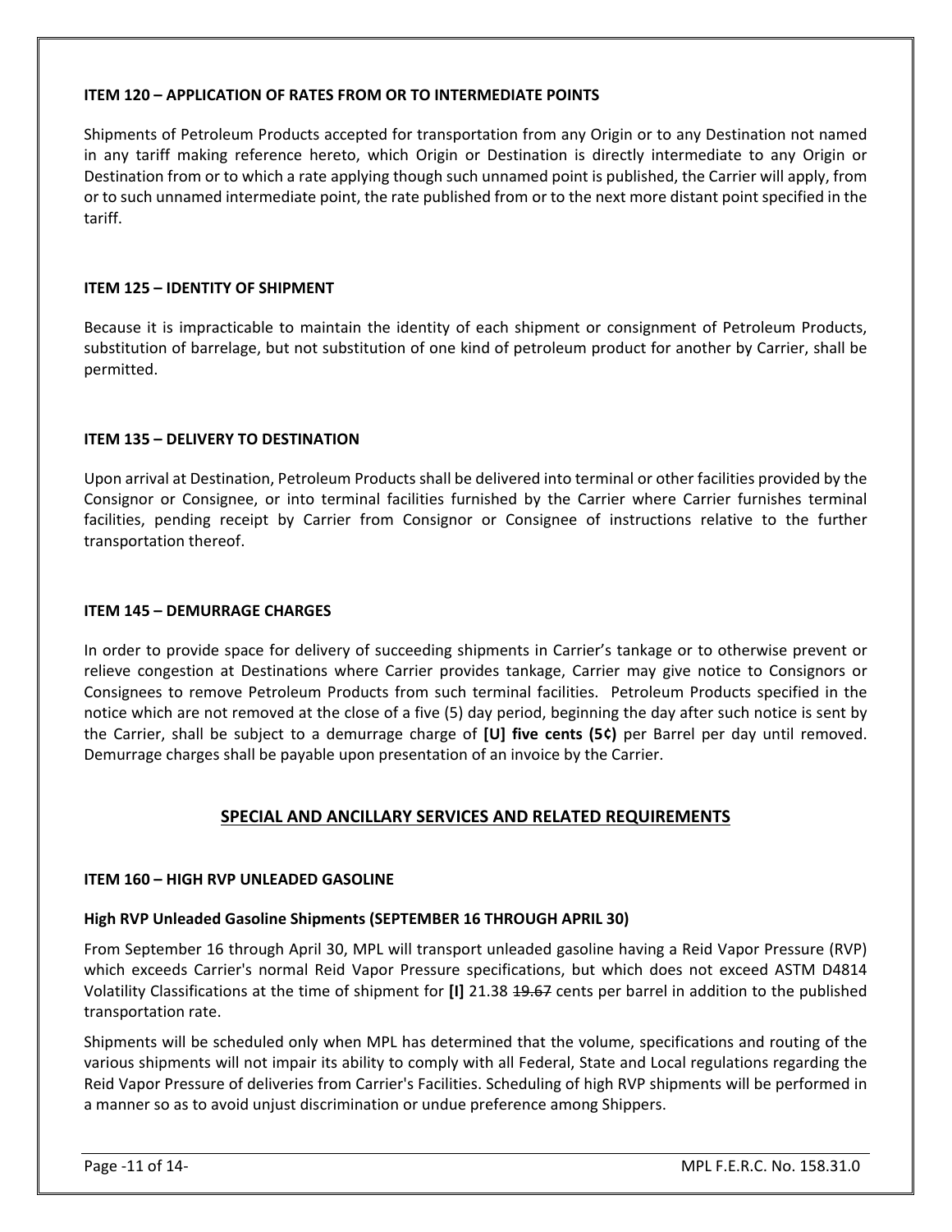**ITEM 120 – APPLICATION OF RATES FROM OR TO INTERMEDIATE POINTS**

Shipments of Petroleum Products accepted for transportation from any Origin or to any Destination not named in any tariff making reference hereto, which Origin or Destination is directly intermediate to any Origin or Destination from or to which a rate applying though such unnamed point is published, the Carrier will apply, from or to such unnamed intermediate point, the rate published from or to the next more distant point specified in the tariff.

**ITEM 125 – IDENTITY OF SHIPMENT**

Because it is impracticable to maintain the identity of each shipment or consignment of Petroleum Products, substitution of barrelage, but not substitution of one kind of petroleum product for another by Carrier, shall be permitted.

**ITEM 135 – DELIVERY TO DESTINATION**

Upon arrival at Destination, Petroleum Products shall be delivered into terminal or other facilities provided by the Consignor or Consignee, or into terminal facilities furnished by the Carrier where Carrier furnishes terminal facilities, pending receipt by Carrier from Consignor or Consignee of instructions relative to the further transportation thereof.

**ITEM 145 – DEMURRAGE CHARGES**

In order to provide space for delivery of succeeding shipments in Carrier's tankage or to otherwise prevent or relieve congestion at Destinations where Carrier provides tankage, Carrier may give notice to Consignors or Consignees to remove Petroleum Products from such terminal facilities. Petroleum Products specified in the notice which are not removed at the close of a five (5) day period, beginning the day after such notice is sent by the Carrier, shall be subject to a demurrage charge of **[U] five cents (5¢)** per Barrel per day until removed. Demurrage charges shall be payable upon presentation of an invoice by the Carrier.

## SPECIAL AND ANCILLARY SERVICES AND RELATED REQUIREMENTS

**ITEM 160 – HIGH RVP UNLEADED GASOLINE**

**High RVP Unleaded Gasoline Shipments (SEPTEMBER 16 THROUGH APRIL 30)**

From September 16 through April 30, MPL will transport unleaded gasoline having a Reid Vapor Pressure (RVP) which exceeds Carrier's normal Reid Vapor Pressure specifications, but which does not exceed ASTM D4814 Volatility Classifications at the time of shipment for **[I]** 21.38 ~~19.67~~ cents per barrel in addition to the published transportation rate.

Shipments will be scheduled only when MPL has determined that the volume, specifications and routing of the various shipments will not impair its ability to comply with all Federal, State and Local regulations regarding the Reid Vapor Pressure of deliveries from Carrier's Facilities. Scheduling of high RVP shipments will be performed in a manner so as to avoid unjust discrimination or undue preference among Shippers.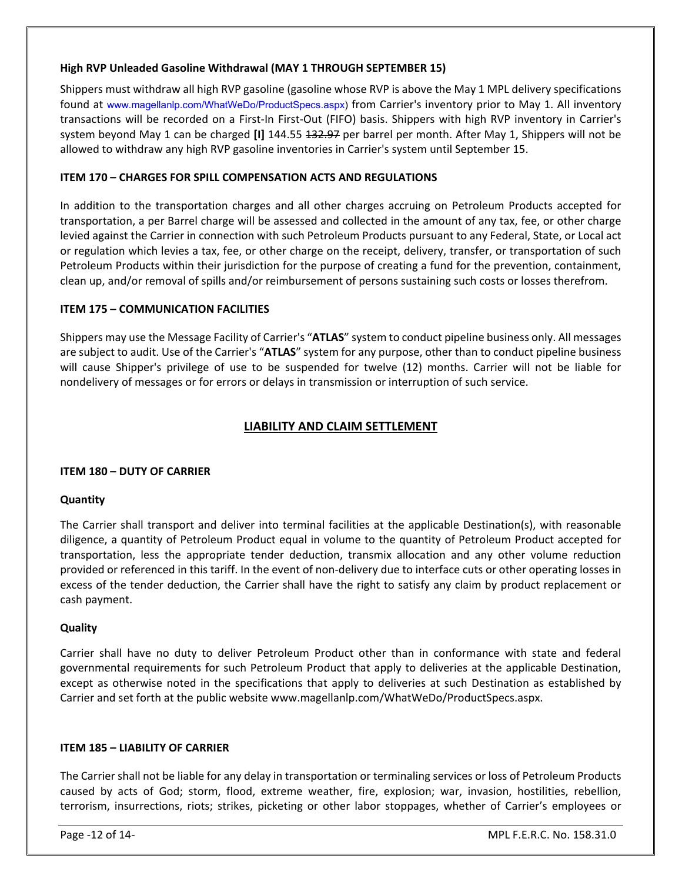### High RVP Unleaded Gasoline Withdrawal (MAY 1 THROUGH SEPTEMBER 15)

Shippers must withdraw all high RVP gasoline (gasoline whose RVP is above the May 1 MPL delivery specifications found at www.magellanlp.com/WhatWeDo/ProductSpecs.aspx) from Carrier's inventory prior to May 1. All inventory transactions will be recorded on a First-In First-Out (FIFO) basis. Shippers with high RVP inventory in Carrier's system beyond May 1 can be charged **[I]** 144.55 ~~132.97~~ per barrel per month. After May 1, Shippers will not be allowed to withdraw any high RVP gasoline inventories in Carrier's system until September 15.

### ITEM 170 – CHARGES FOR SPILL COMPENSATION ACTS AND REGULATIONS

In addition to the transportation charges and all other charges accruing on Petroleum Products accepted for transportation, a per Barrel charge will be assessed and collected in the amount of any tax, fee, or other charge levied against the Carrier in connection with such Petroleum Products pursuant to any Federal, State, or Local act or regulation which levies a tax, fee, or other charge on the receipt, delivery, transfer, or transportation of such Petroleum Products within their jurisdiction for the purpose of creating a fund for the prevention, containment, clean up, and/or removal of spills and/or reimbursement of persons sustaining such costs or losses therefrom.

### ITEM 175 – COMMUNICATION FACILITIES

Shippers may use the Message Facility of Carrier's "**ATLAS**" system to conduct pipeline business only. All messages are subject to audit. Use of the Carrier's "**ATLAS**" system for any purpose, other than to conduct pipeline business will cause Shipper's privilege of use to be suspended for twelve (12) months. Carrier will not be liable for nondelivery of messages or for errors or delays in transmission or interruption of such service.

## LIABILITY AND CLAIM SETTLEMENT

### ITEM 180 – DUTY OF CARRIER

#### Quantity

The Carrier shall transport and deliver into terminal facilities at the applicable Destination(s), with reasonable diligence, a quantity of Petroleum Product equal in volume to the quantity of Petroleum Product accepted for transportation, less the appropriate tender deduction, transmix allocation and any other volume reduction provided or referenced in this tariff. In the event of non-delivery due to interface cuts or other operating losses in excess of the tender deduction, the Carrier shall have the right to satisfy any claim by product replacement or cash payment.

#### Quality

Carrier shall have no duty to deliver Petroleum Product other than in conformance with state and federal governmental requirements for such Petroleum Product that apply to deliveries at the applicable Destination, except as otherwise noted in the specifications that apply to deliveries at such Destination as established by Carrier and set forth at the public website www.magellanlp.com/WhatWeDo/ProductSpecs.aspx.

### ITEM 185 – LIABILITY OF CARRIER

The Carrier shall not be liable for any delay in transportation or terminaling services or loss of Petroleum Products caused by acts of God; storm, flood, extreme weather, fire, explosion; war, invasion, hostilities, rebellion, terrorism, insurrections, riots; strikes, picketing or other labor stoppages, whether of Carrier's employees or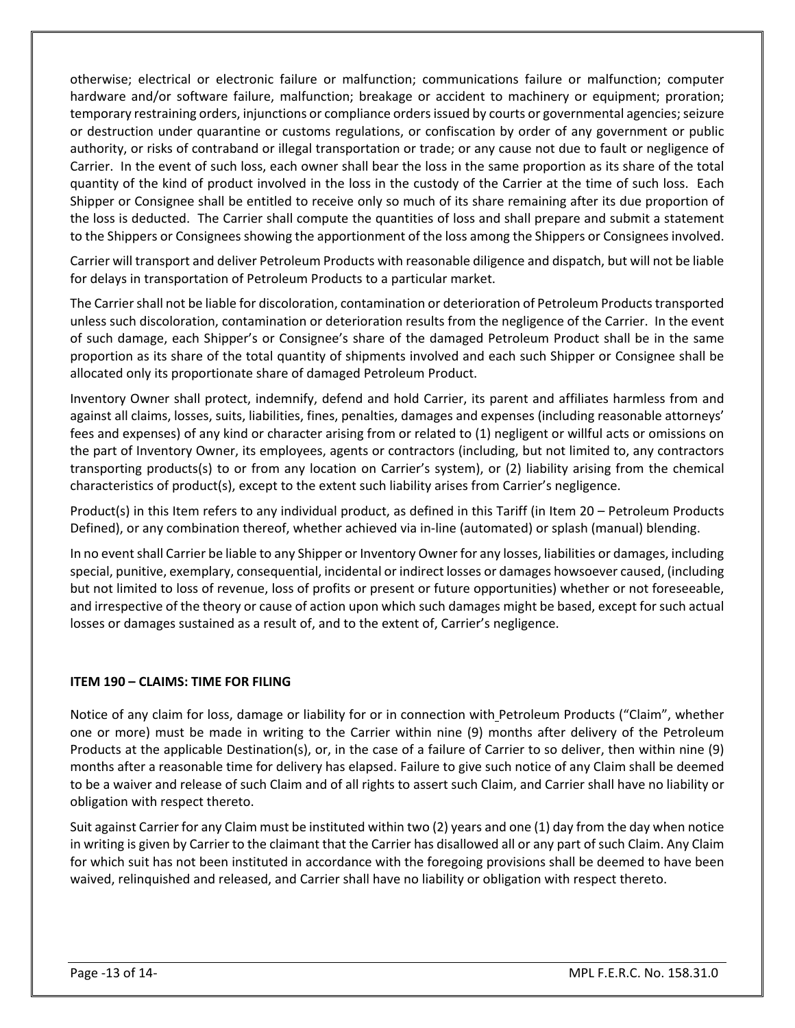otherwise; electrical or electronic failure or malfunction; communications failure or malfunction; computer hardware and/or software failure, malfunction; breakage or accident to machinery or equipment; proration; temporary restraining orders, injunctions or compliance orders issued by courts or governmental agencies; seizure or destruction under quarantine or customs regulations, or confiscation by order of any government or public authority, or risks of contraband or illegal transportation or trade; or any cause not due to fault or negligence of Carrier. In the event of such loss, each owner shall bear the loss in the same proportion as its share of the total quantity of the kind of product involved in the loss in the custody of the Carrier at the time of such loss. Each Shipper or Consignee shall be entitled to receive only so much of its share remaining after its due proportion of the loss is deducted. The Carrier shall compute the quantities of loss and shall prepare and submit a statement to the Shippers or Consignees showing the apportionment of the loss among the Shippers or Consignees involved.

Carrier will transport and deliver Petroleum Products with reasonable diligence and dispatch, but will not be liable for delays in transportation of Petroleum Products to a particular market.

The Carrier shall not be liable for discoloration, contamination or deterioration of Petroleum Products transported unless such discoloration, contamination or deterioration results from the negligence of the Carrier. In the event of such damage, each Shipper's or Consignee's share of the damaged Petroleum Product shall be in the same proportion as its share of the total quantity of shipments involved and each such Shipper or Consignee shall be allocated only its proportionate share of damaged Petroleum Product.

Inventory Owner shall protect, indemnify, defend and hold Carrier, its parent and affiliates harmless from and against all claims, losses, suits, liabilities, fines, penalties, damages and expenses (including reasonable attorneys' fees and expenses) of any kind or character arising from or related to (1) negligent or willful acts or omissions on the part of Inventory Owner, its employees, agents or contractors (including, but not limited to, any contractors transporting products(s) to or from any location on Carrier's system), or (2) liability arising from the chemical characteristics of product(s), except to the extent such liability arises from Carrier's negligence.

Product(s) in this Item refers to any individual product, as defined in this Tariff (in Item 20 – Petroleum Products Defined), or any combination thereof, whether achieved via in-line (automated) or splash (manual) blending.

In no event shall Carrier be liable to any Shipper or Inventory Owner for any losses, liabilities or damages, including special, punitive, exemplary, consequential, incidental or indirect losses or damages howsoever caused, (including but not limited to loss of revenue, loss of profits or present or future opportunities) whether or not foreseeable, and irrespective of the theory or cause of action upon which such damages might be based, except for such actual losses or damages sustained as a result of, and to the extent of, Carrier's negligence.

## ITEM 190 – CLAIMS: TIME FOR FILING

Notice of any claim for loss, damage or liability for or in connection with Petroleum Products ("Claim", whether one or more) must be made in writing to the Carrier within nine (9) months after delivery of the Petroleum Products at the applicable Destination(s), or, in the case of a failure of Carrier to so deliver, then within nine (9) months after a reasonable time for delivery has elapsed. Failure to give such notice of any Claim shall be deemed to be a waiver and release of such Claim and of all rights to assert such Claim, and Carrier shall have no liability or obligation with respect thereto.

Suit against Carrier for any Claim must be instituted within two (2) years and one (1) day from the day when notice in writing is given by Carrier to the claimant that the Carrier has disallowed all or any part of such Claim. Any Claim for which suit has not been instituted in accordance with the foregoing provisions shall be deemed to have been waived, relinquished and released, and Carrier shall have no liability or obligation with respect thereto.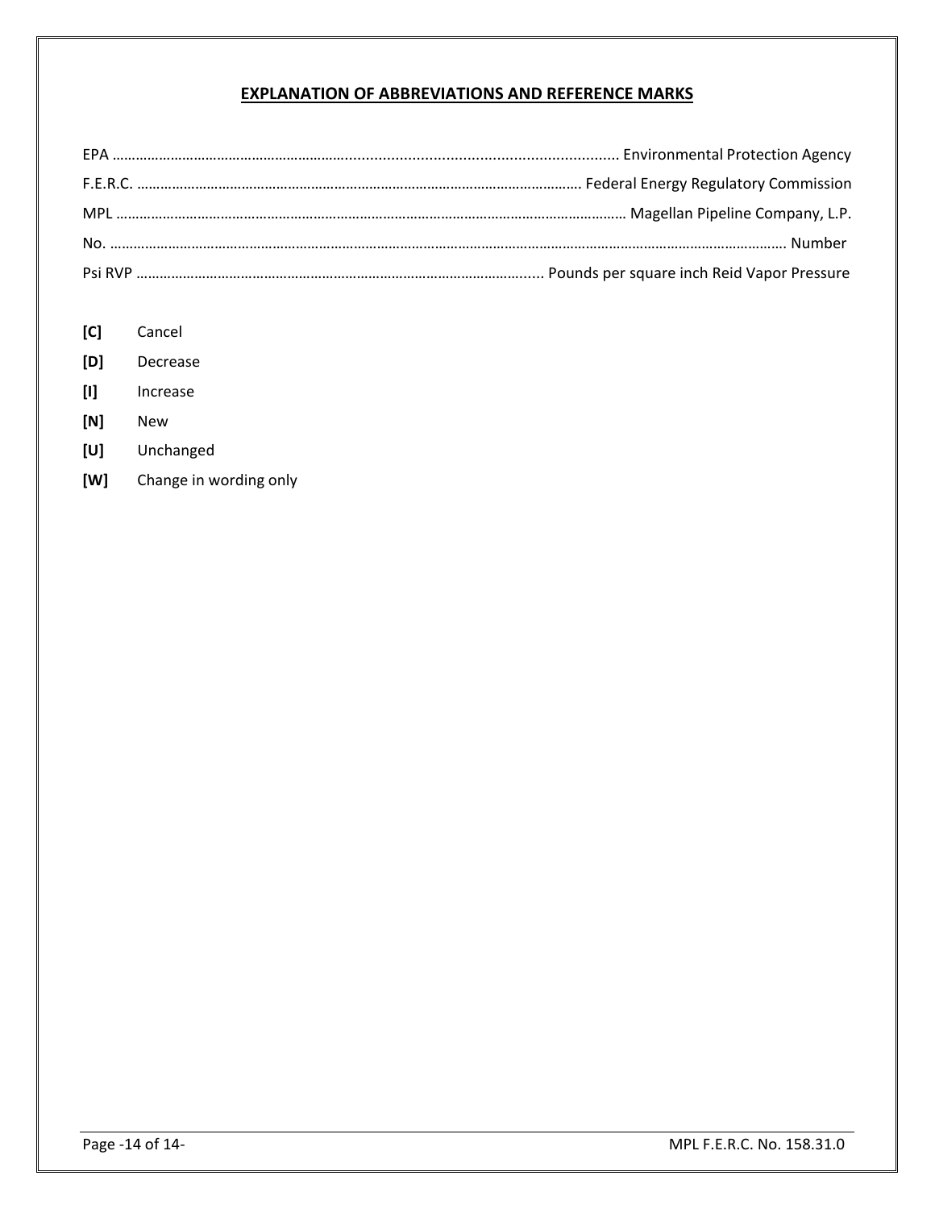## EXPLANATION OF ABBREVIATIONS AND REFERENCE MARKS

EPA ........................................................................................................................... Environmental Protection Agency

F.E.R.C. ..................................................................................................................... Federal Energy Regulatory Commission

MPL .......................................................................................................................... Magellan Pipeline Company, L.P.

No. ............................................................................................................................. Number

Psi RVP ..................................................................................................................... Pounds per square inch Reid Vapor Pressure

**[C]** Cancel

**[D]** Decrease

**[I]** Increase

**[N]** New

**[U]** Unchanged

**[W]** Change in wording only